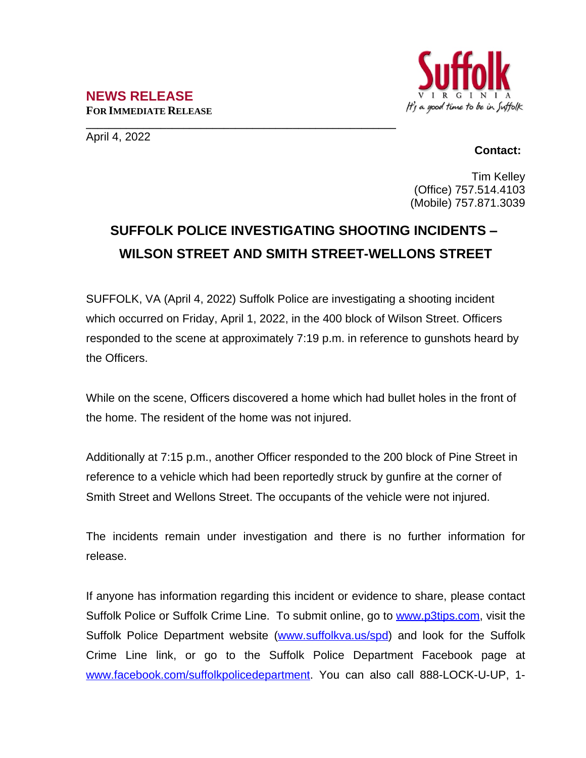**NEWS RELEASE**
**FOR IMMEDIATE RELEASE**

April 4, 2022

**Contact:**

Tim Kelley
(Office) 757.514.4103
(Mobile) 757.871.3039

# SUFFOLK POLICE INVESTIGATING SHOOTING INCIDENTS – WILSON STREET AND SMITH STREET-WELLONS STREET

SUFFOLK, VA (April 4, 2022) Suffolk Police are investigating a shooting incident which occurred on Friday, April 1, 2022, in the 400 block of Wilson Street. Officers responded to the scene at approximately 7:19 p.m. in reference to gunshots heard by the Officers.

While on the scene, Officers discovered a home which had bullet holes in the front of the home. The resident of the home was not injured.

Additionally at 7:15 p.m., another Officer responded to the 200 block of Pine Street in reference to a vehicle which had been reportedly struck by gunfire at the corner of Smith Street and Wellons Street. The occupants of the vehicle were not injured.

The incidents remain under investigation and there is no further information for release.

If anyone has information regarding this incident or evidence to share, please contact Suffolk Police or Suffolk Crime Line. To submit online, go to www.p3tips.com, visit the Suffolk Police Department website (www.suffolkva.us/spd) and look for the Suffolk Crime Line link, or go to the Suffolk Police Department Facebook page at www.facebook.com/suffolkpolicedepartment. You can also call 888-LOCK-U-UP, 1-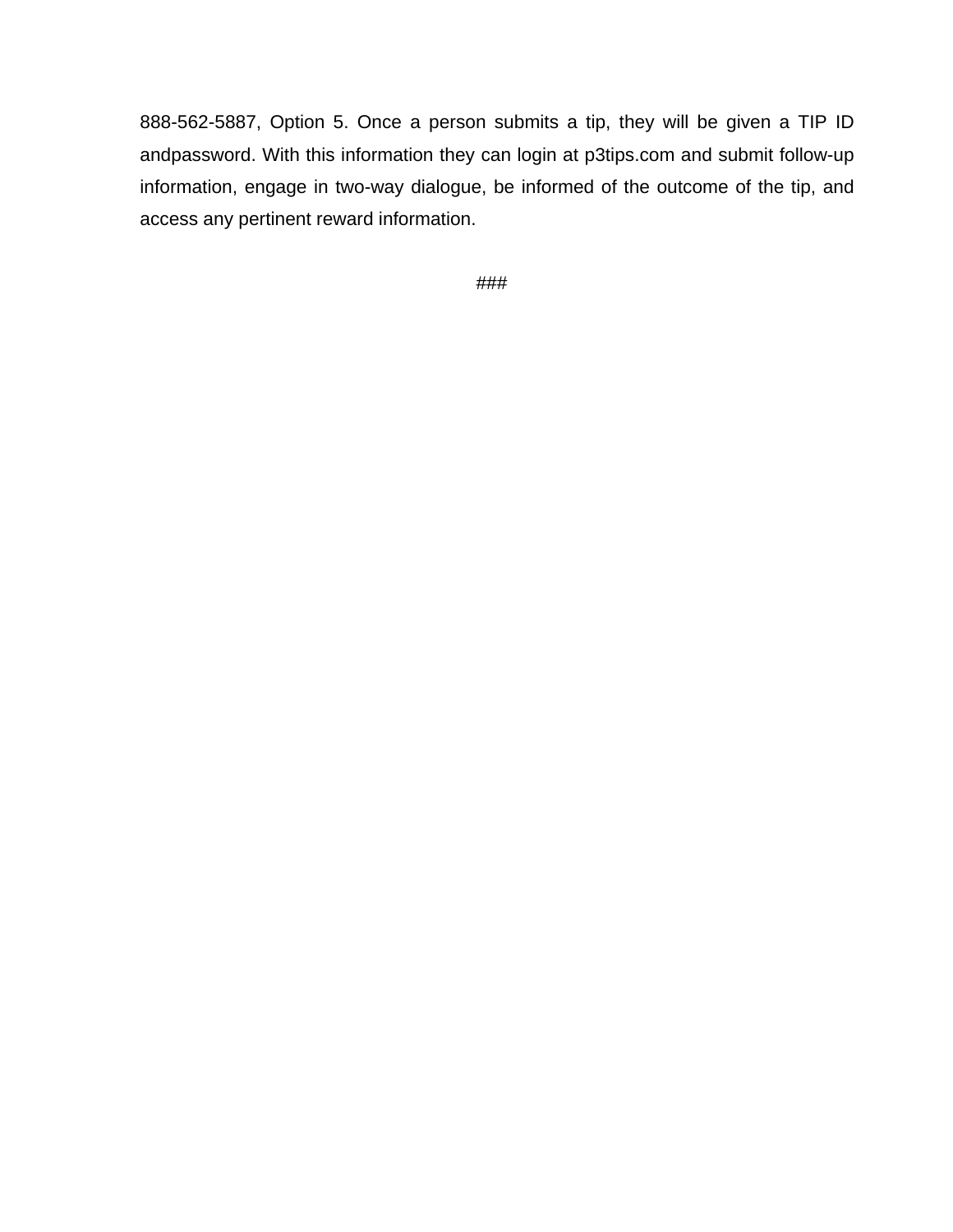888-562-5887, Option 5. Once a person submits a tip, they will be given a TIP ID andpassword. With this information they can login at p3tips.com and submit follow-up information, engage in two-way dialogue, be informed of the outcome of the tip, and access any pertinent reward information.

###